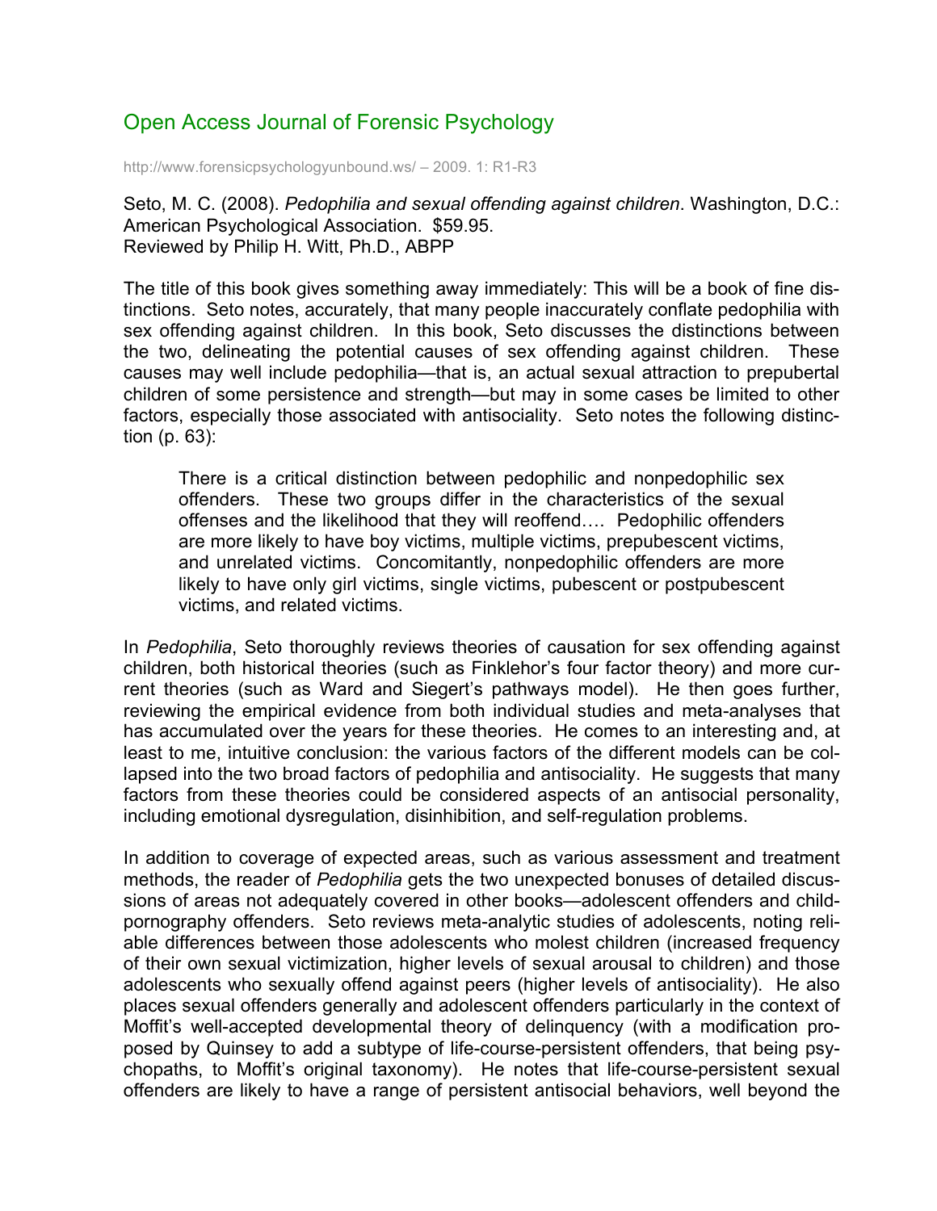# Open Access Journal of Forensic Psychology

http://www.forensicpsychologyunbound.ws/ – 2009. 1: R1-R3

Seto, M. C. (2008). *Pedophilia and sexual offending against children*. Washington, D.C.: American Psychological Association. $59.95.
Reviewed by Philip H. Witt, Ph.D., ABPP

The title of this book gives something away immediately: This will be a book of fine distinctions. Seto notes, accurately, that many people inaccurately conflate pedophilia with sex offending against children. In this book, Seto discusses the distinctions between the two, delineating the potential causes of sex offending against children. These causes may well include pedophilia—that is, an actual sexual attraction to prepubertal children of some persistence and strength—but may in some cases be limited to other factors, especially those associated with antisociality. Seto notes the following distinction (p. 63):

> There is a critical distinction between pedophilic and nonpedophilic sex offenders. These two groups differ in the characteristics of the sexual offenses and the likelihood that they will reoffend…. Pedophilic offenders are more likely to have boy victims, multiple victims, prepubescent victims, and unrelated victims. Concomitantly, nonpedophilic offenders are more likely to have only girl victims, single victims, pubescent or postpubescent victims, and related victims.

In *Pedophilia*, Seto thoroughly reviews theories of causation for sex offending against children, both historical theories (such as Finklehor's four factor theory) and more current theories (such as Ward and Siegert's pathways model). He then goes further, reviewing the empirical evidence from both individual studies and meta-analyses that has accumulated over the years for these theories. He comes to an interesting and, at least to me, intuitive conclusion: the various factors of the different models can be collapsed into the two broad factors of pedophilia and antisociality. He suggests that many factors from these theories could be considered aspects of an antisocial personality, including emotional dysregulation, disinhibition, and self-regulation problems.

In addition to coverage of expected areas, such as various assessment and treatment methods, the reader of *Pedophilia* gets the two unexpected bonuses of detailed discussions of areas not adequately covered in other books—adolescent offenders and child-pornography offenders. Seto reviews meta-analytic studies of adolescents, noting reliable differences between those adolescents who molest children (increased frequency of their own sexual victimization, higher levels of sexual arousal to children) and those adolescents who sexually offend against peers (higher levels of antisociality). He also places sexual offenders generally and adolescent offenders particularly in the context of Moffit's well-accepted developmental theory of delinquency (with a modification proposed by Quinsey to add a subtype of life-course-persistent offenders, that being psychopaths, to Moffit's original taxonomy). He notes that life-course-persistent sexual offenders are likely to have a range of persistent antisocial behaviors, well beyond the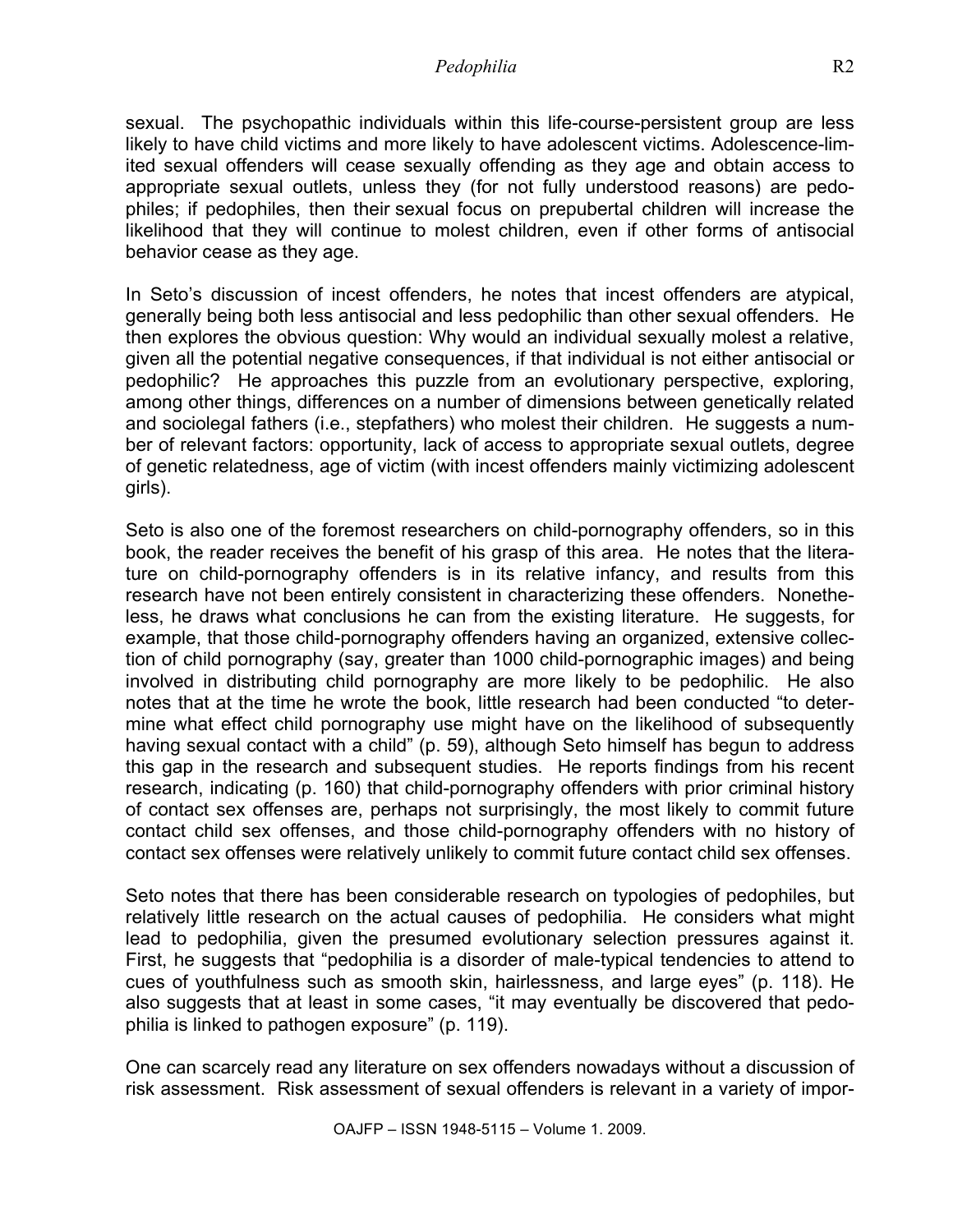sexual. The psychopathic individuals within this life-course-persistent group are less likely to have child victims and more likely to have adolescent victims. Adolescence-limited sexual offenders will cease sexually offending as they age and obtain access to appropriate sexual outlets, unless they (for not fully understood reasons) are pedophiles; if pedophiles, then their sexual focus on prepubertal children will increase the likelihood that they will continue to molest children, even if other forms of antisocial behavior cease as they age.

In Seto's discussion of incest offenders, he notes that incest offenders are atypical, generally being both less antisocial and less pedophilic than other sexual offenders. He then explores the obvious question: Why would an individual sexually molest a relative, given all the potential negative consequences, if that individual is not either antisocial or pedophilic? He approaches this puzzle from an evolutionary perspective, exploring, among other things, differences on a number of dimensions between genetically related and sociolegal fathers (i.e., stepfathers) who molest their children. He suggests a number of relevant factors: opportunity, lack of access to appropriate sexual outlets, degree of genetic relatedness, age of victim (with incest offenders mainly victimizing adolescent girls).

Seto is also one of the foremost researchers on child-pornography offenders, so in this book, the reader receives the benefit of his grasp of this area. He notes that the literature on child-pornography offenders is in its relative infancy, and results from this research have not been entirely consistent in characterizing these offenders. Nonetheless, he draws what conclusions he can from the existing literature. He suggests, for example, that those child-pornography offenders having an organized, extensive collection of child pornography (say, greater than 1000 child-pornographic images) and being involved in distributing child pornography are more likely to be pedophilic. He also notes that at the time he wrote the book, little research had been conducted "to determine what effect child pornography use might have on the likelihood of subsequently having sexual contact with a child" (p. 59), although Seto himself has begun to address this gap in the research and subsequent studies. He reports findings from his recent research, indicating (p. 160) that child-pornography offenders with prior criminal history of contact sex offenses are, perhaps not surprisingly, the most likely to commit future contact child sex offenses, and those child-pornography offenders with no history of contact sex offenses were relatively unlikely to commit future contact child sex offenses.

Seto notes that there has been considerable research on typologies of pedophiles, but relatively little research on the actual causes of pedophilia. He considers what might lead to pedophilia, given the presumed evolutionary selection pressures against it. First, he suggests that "pedophilia is a disorder of male-typical tendencies to attend to cues of youthfulness such as smooth skin, hairlessness, and large eyes" (p. 118). He also suggests that at least in some cases, "it may eventually be discovered that pedophilia is linked to pathogen exposure" (p. 119).

One can scarcely read any literature on sex offenders nowadays without a discussion of risk assessment. Risk assessment of sexual offenders is relevant in a variety of impor-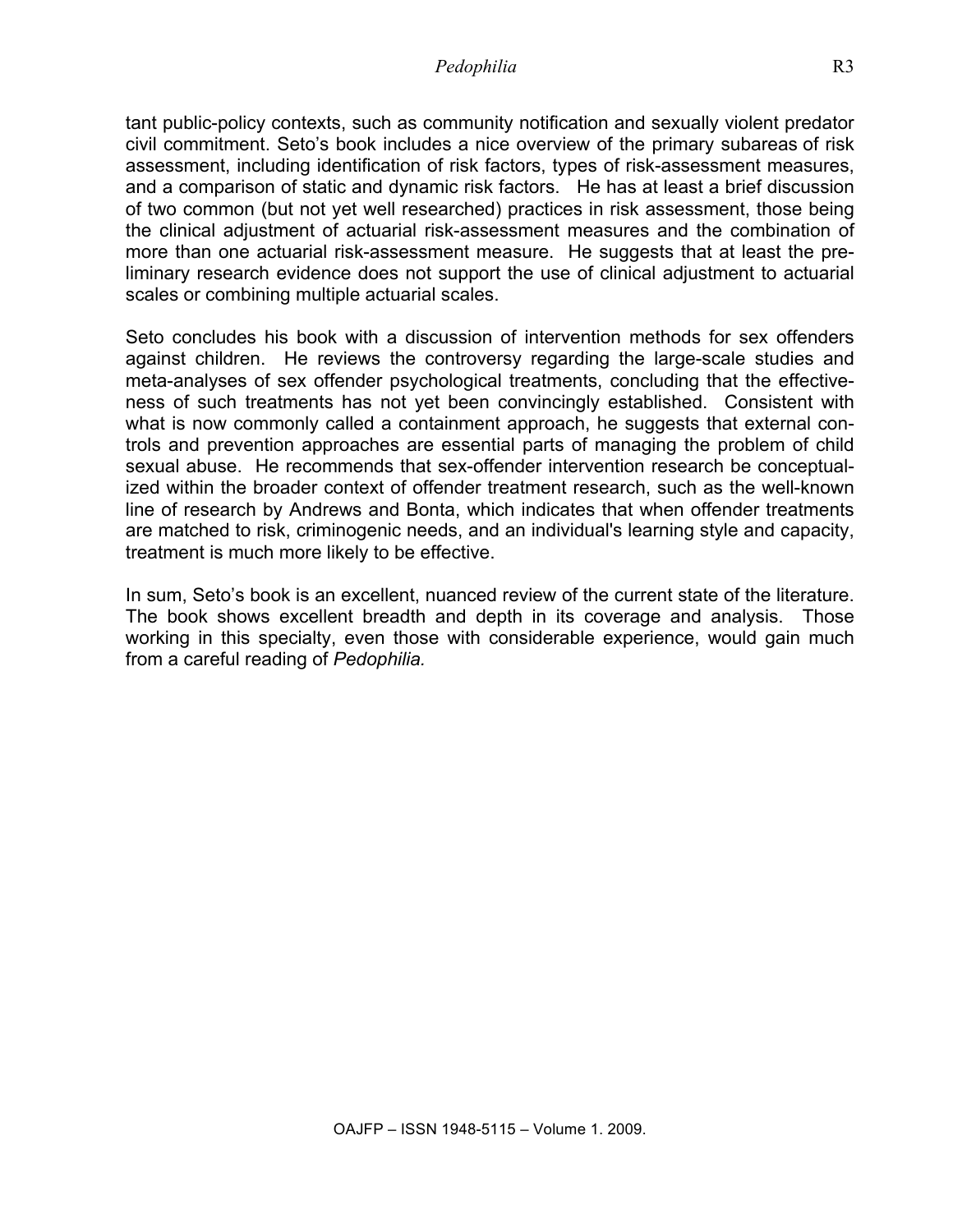tant public-policy contexts, such as community notification and sexually violent predator civil commitment. Seto's book includes a nice overview of the primary subareas of risk assessment, including identification of risk factors, types of risk-assessment measures, and a comparison of static and dynamic risk factors. He has at least a brief discussion of two common (but not yet well researched) practices in risk assessment, those being the clinical adjustment of actuarial risk-assessment measures and the combination of more than one actuarial risk-assessment measure. He suggests that at least the preliminary research evidence does not support the use of clinical adjustment to actuarial scales or combining multiple actuarial scales.

Seto concludes his book with a discussion of intervention methods for sex offenders against children. He reviews the controversy regarding the large-scale studies and meta-analyses of sex offender psychological treatments, concluding that the effectiveness of such treatments has not yet been convincingly established. Consistent with what is now commonly called a containment approach, he suggests that external controls and prevention approaches are essential parts of managing the problem of child sexual abuse. He recommends that sex-offender intervention research be conceptualized within the broader context of offender treatment research, such as the well-known line of research by Andrews and Bonta, which indicates that when offender treatments are matched to risk, criminogenic needs, and an individual's learning style and capacity, treatment is much more likely to be effective.

In sum, Seto's book is an excellent, nuanced review of the current state of the literature. The book shows excellent breadth and depth in its coverage and analysis. Those working in this specialty, even those with considerable experience, would gain much from a careful reading of *Pedophilia.*